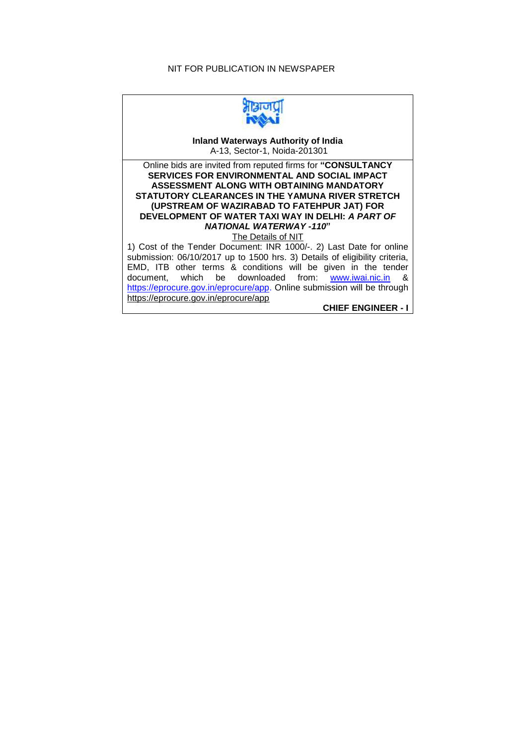NIT FOR PUBLICATION IN NEWSPAPER

**Inland Waterways Authority of India**
A-13, Sector-1, Noida-201301

Online bids are invited from reputed firms for **"CONSULTANCY SERVICES FOR ENVIRONMENTAL AND SOCIAL IMPACT ASSESSMENT ALONG WITH OBTAINING MANDATORY STATUTORY CLEARANCES IN THE YAMUNA RIVER STRETCH (UPSTREAM OF WAZIRABAD TO FATEHPUR JAT) FOR DEVELOPMENT OF WATER TAXI WAY IN DELHI: *A PART OF NATIONAL WATERWAY -110*"**

The Details of NIT

1) Cost of the Tender Document: INR 1000/-. 2) Last Date for online submission: 06/10/2017 up to 1500 hrs. 3) Details of eligibility criteria, EMD, ITB other terms & conditions will be given in the tender document, which be downloaded from: www.iwai.nic.in & https://eprocure.gov.in/eprocure/app. Online submission will be through https://eprocure.gov.in/eprocure/app

**CHIEF ENGINEER - I**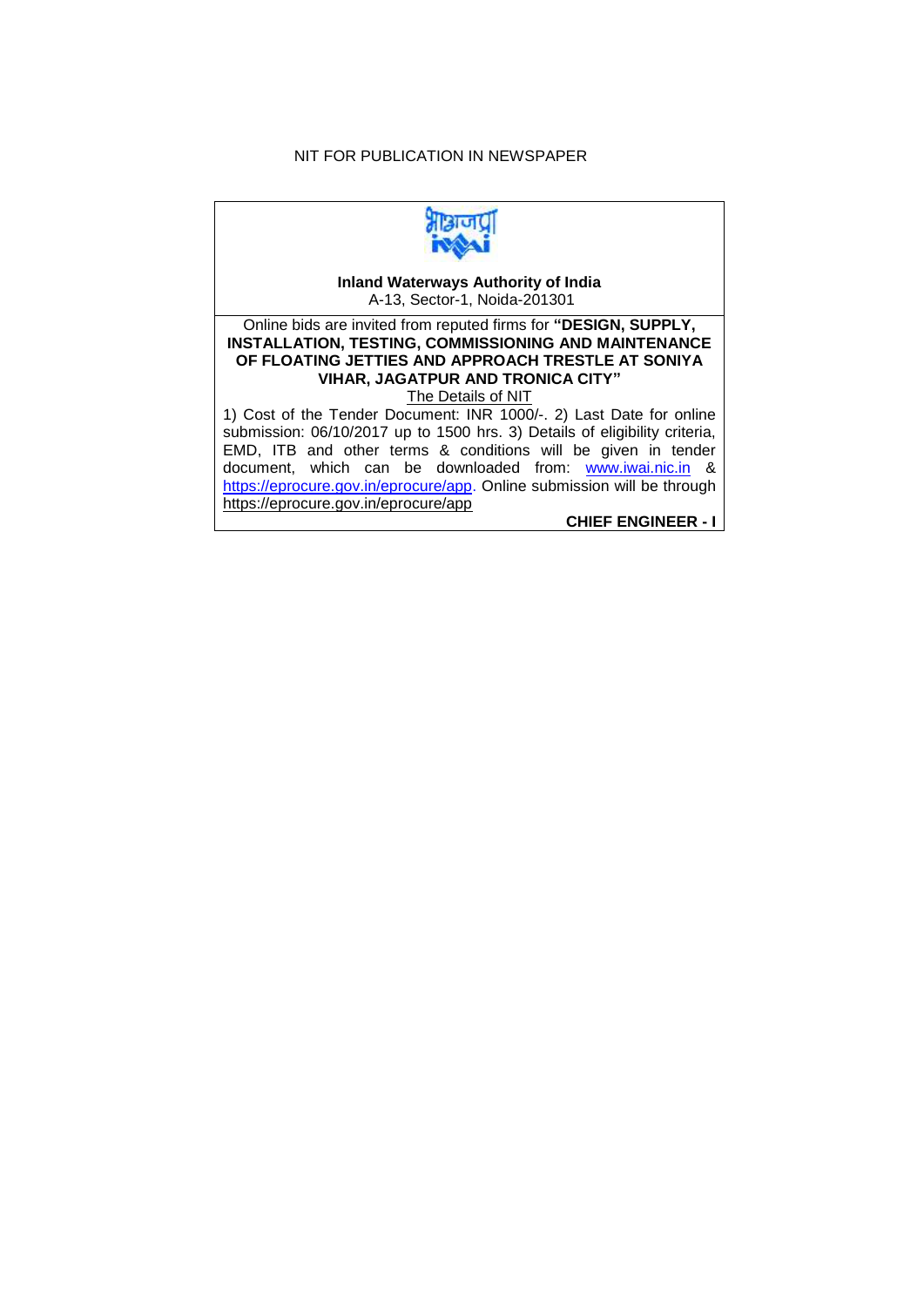NIT FOR PUBLICATION IN NEWSPAPER

**Inland Waterways Authority of India**
A-13, Sector-1, Noida-201301

Online bids are invited from reputed firms for **"DESIGN, SUPPLY, INSTALLATION, TESTING, COMMISSIONING AND MAINTENANCE OF FLOATING JETTIES AND APPROACH TRESTLE AT SONIYA VIHAR, JAGATPUR AND TRONICA CITY"**

The Details of NIT

1) Cost of the Tender Document: INR 1000/-. 2) Last Date for online submission: 06/10/2017 up to 1500 hrs. 3) Details of eligibility criteria, EMD, ITB and other terms & conditions will be given in tender document, which can be downloaded from: www.iwai.nic.in & https://eprocure.gov.in/eprocure/app. Online submission will be through https://eprocure.gov.in/eprocure/app

**CHIEF ENGINEER - I**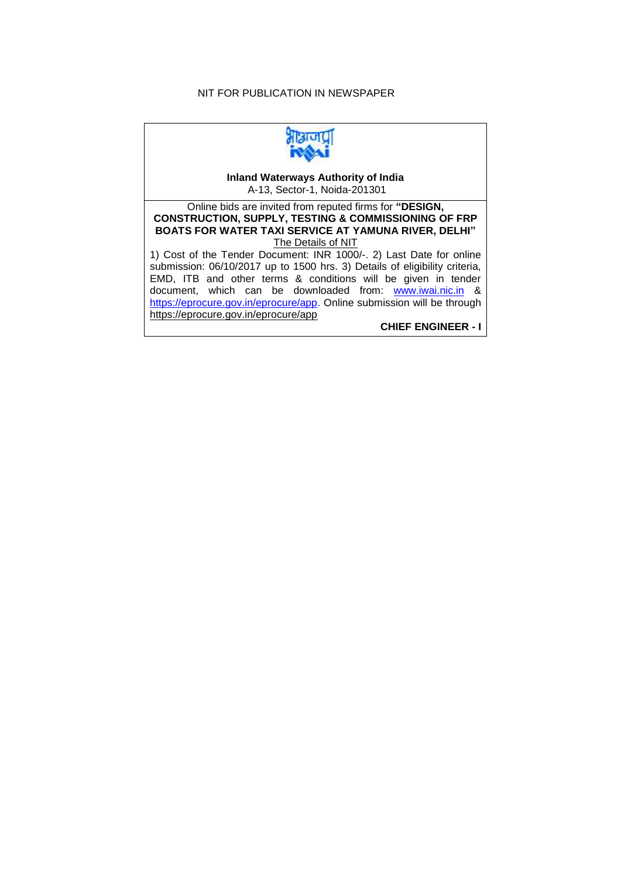NIT FOR PUBLICATION IN NEWSPAPER

भाअजप्रा
IWAI

**Inland Waterways Authority of India**
A-13, Sector-1, Noida-201301

Online bids are invited from reputed firms for **"DESIGN, CONSTRUCTION, SUPPLY, TESTING & COMMISSIONING OF FRP BOATS FOR WATER TAXI SERVICE AT YAMUNA RIVER, DELHI"**

The Details of NIT

1) Cost of the Tender Document: INR 1000/-. 2) Last Date for online submission: 06/10/2017 up to 1500 hrs. 3) Details of eligibility criteria, EMD, ITB and other terms & conditions will be given in tender document, which can be downloaded from: www.iwai.nic.in & https://eprocure.gov.in/eprocure/app. Online submission will be through https://eprocure.gov.in/eprocure/app

**CHIEF ENGINEER - I**